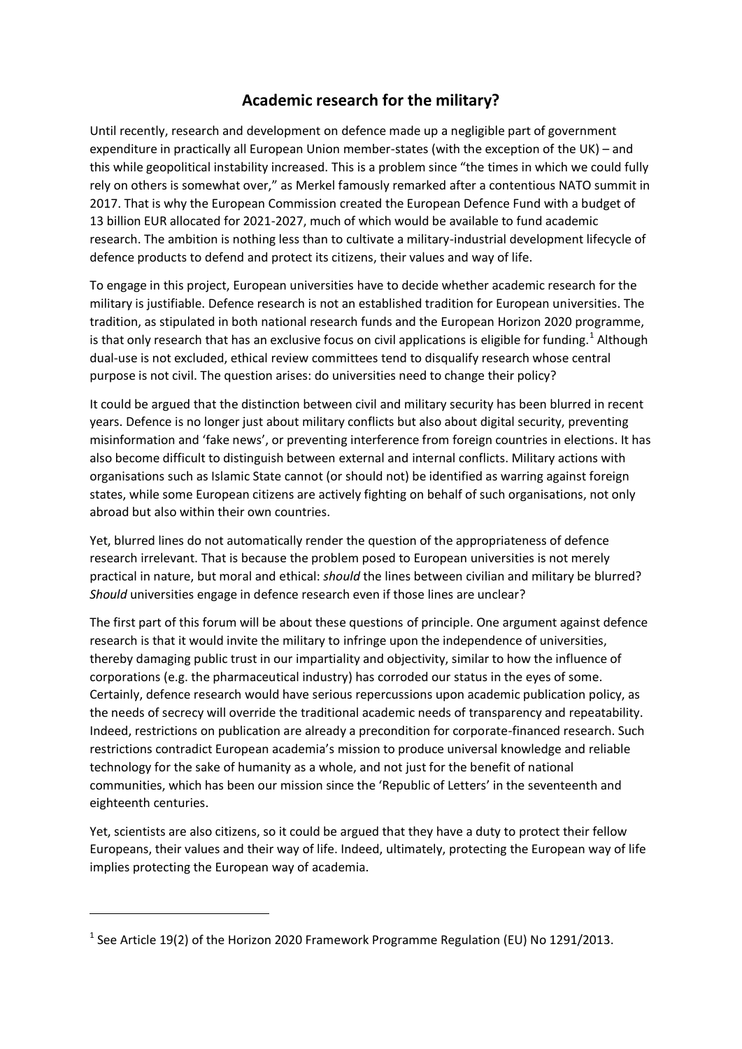# Academic research for the military?

Until recently, research and development on defence made up a negligible part of government expenditure in practically all European Union member-states (with the exception of the UK) – and this while geopolitical instability increased. This is a problem since "the times in which we could fully rely on others is somewhat over," as Merkel famously remarked after a contentious NATO summit in 2017. That is why the European Commission created the European Defence Fund with a budget of 13 billion EUR allocated for 2021-2027, much of which would be available to fund academic research. The ambition is nothing less than to cultivate a military-industrial development lifecycle of defence products to defend and protect its citizens, their values and way of life.

To engage in this project, European universities have to decide whether academic research for the military is justifiable. Defence research is not an established tradition for European universities. The tradition, as stipulated in both national research funds and the European Horizon 2020 programme, is that only research that has an exclusive focus on civil applications is eligible for funding.[1] Although dual-use is not excluded, ethical review committees tend to disqualify research whose central purpose is not civil. The question arises: do universities need to change their policy?

It could be argued that the distinction between civil and military security has been blurred in recent years. Defence is no longer just about military conflicts but also about digital security, preventing misinformation and 'fake news', or preventing interference from foreign countries in elections. It has also become difficult to distinguish between external and internal conflicts. Military actions with organisations such as Islamic State cannot (or should not) be identified as warring against foreign states, while some European citizens are actively fighting on behalf of such organisations, not only abroad but also within their own countries.

Yet, blurred lines do not automatically render the question of the appropriateness of defence research irrelevant. That is because the problem posed to European universities is not merely practical in nature, but moral and ethical: *should* the lines between civilian and military be blurred? *Should* universities engage in defence research even if those lines are unclear?

The first part of this forum will be about these questions of principle. One argument against defence research is that it would invite the military to infringe upon the independence of universities, thereby damaging public trust in our impartiality and objectivity, similar to how the influence of corporations (e.g. the pharmaceutical industry) has corroded our status in the eyes of some. Certainly, defence research would have serious repercussions upon academic publication policy, as the needs of secrecy will override the traditional academic needs of transparency and repeatability. Indeed, restrictions on publication are already a precondition for corporate-financed research. Such restrictions contradict European academia's mission to produce universal knowledge and reliable technology for the sake of humanity as a whole, and not just for the benefit of national communities, which has been our mission since the 'Republic of Letters' in the seventeenth and eighteenth centuries.

Yet, scientists are also citizens, so it could be argued that they have a duty to protect their fellow Europeans, their values and their way of life. Indeed, ultimately, protecting the European way of life implies protecting the European way of academia.

---

[1] See Article 19(2) of the Horizon 2020 Framework Programme Regulation (EU) No 1291/2013.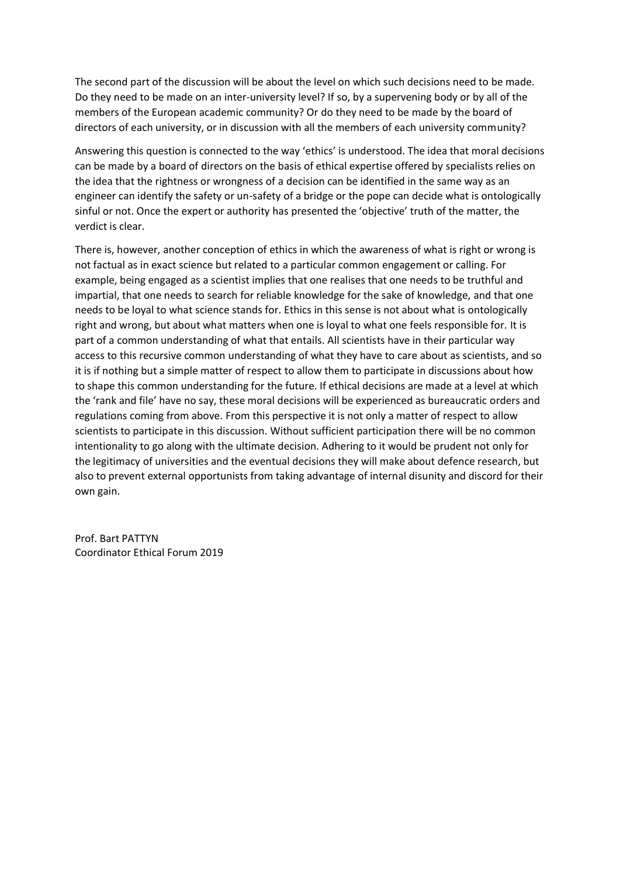The second part of the discussion will be about the level on which such decisions need to be made. Do they need to be made on an inter-university level? If so, by a supervening body or by all of the members of the European academic community? Or do they need to be made by the board of directors of each university, or in discussion with all the members of each university community?

Answering this question is connected to the way 'ethics' is understood. The idea that moral decisions can be made by a board of directors on the basis of ethical expertise offered by specialists relies on the idea that the rightness or wrongness of a decision can be identified in the same way as an engineer can identify the safety or un-safety of a bridge or the pope can decide what is ontologically sinful or not. Once the expert or authority has presented the 'objective' truth of the matter, the verdict is clear.

There is, however, another conception of ethics in which the awareness of what is right or wrong is not factual as in exact science but related to a particular common engagement or calling. For example, being engaged as a scientist implies that one realises that one needs to be truthful and impartial, that one needs to search for reliable knowledge for the sake of knowledge, and that one needs to be loyal to what science stands for. Ethics in this sense is not about what is ontologically right and wrong, but about what matters when one is loyal to what one feels responsible for. It is part of a common understanding of what that entails. All scientists have in their particular way access to this recursive common understanding of what they have to care about as scientists, and so it is if nothing but a simple matter of respect to allow them to participate in discussions about how to shape this common understanding for the future. If ethical decisions are made at a level at which the 'rank and file' have no say, these moral decisions will be experienced as bureaucratic orders and regulations coming from above. From this perspective it is not only a matter of respect to allow scientists to participate in this discussion. Without sufficient participation there will be no common intentionality to go along with the ultimate decision. Adhering to it would be prudent not only for the legitimacy of universities and the eventual decisions they will make about defence research, but also to prevent external opportunists from taking advantage of internal disunity and discord for their own gain.

Prof. Bart PATTYN
Coordinator Ethical Forum 2019